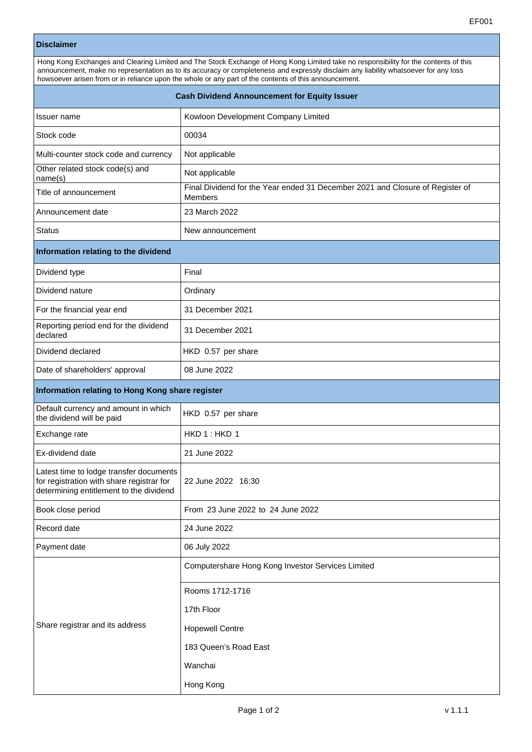EF001

## Disclaimer

Hong Kong Exchanges and Clearing Limited and The Stock Exchange of Hong Kong Limited take no responsibility for the contents of this announcement, make no representation as to its accuracy or completeness and expressly disclaim any liability whatsoever for any loss howsoever arisen from or in reliance upon the whole or any part of the contents of this announcement.

## Cash Dividend Announcement for Equity Issuer

| | |
|---|---|
| Issuer name | Kowloon Development Company Limited |
| Stock code | 00034 |
| Multi-counter stock code and currency | Not applicable |
| Other related stock code(s) and name(s) | Not applicable |
| Title of announcement | Final Dividend for the Year ended 31 December 2021 and Closure of Register of Members |
| Announcement date | 23 March 2022 |
| Status | New announcement |

### Information relating to the dividend

| | |
|---|---|
| Dividend type | Final |
| Dividend nature | Ordinary |
| For the financial year end | 31 December 2021 |
| Reporting period end for the dividend declared | 31 December 2021 |
| Dividend declared | HKD 0.57 per share |
| Date of shareholders' approval | 08 June 2022 |

### Information relating to Hong Kong share register

| | |
|---|---|
| Default currency and amount in which the dividend will be paid | HKD 0.57 per share |
| Exchange rate | HKD 1 : HKD 1 |
| Ex-dividend date | 21 June 2022 |
| Latest time to lodge transfer documents for registration with share registrar for determining entitlement to the dividend | 22 June 2022 16:30 |
| Book close period | From 23 June 2022 to 24 June 2022 |
| Record date | 24 June 2022 |
| Payment date | 06 July 2022 |
| Share registrar and its address | Computershare Hong Kong Investor Services Limited<br>Rooms 1712-1716<br>17th Floor<br>Hopewell Centre<br>183 Queen's Road East<br>Wanchai<br>Hong Kong |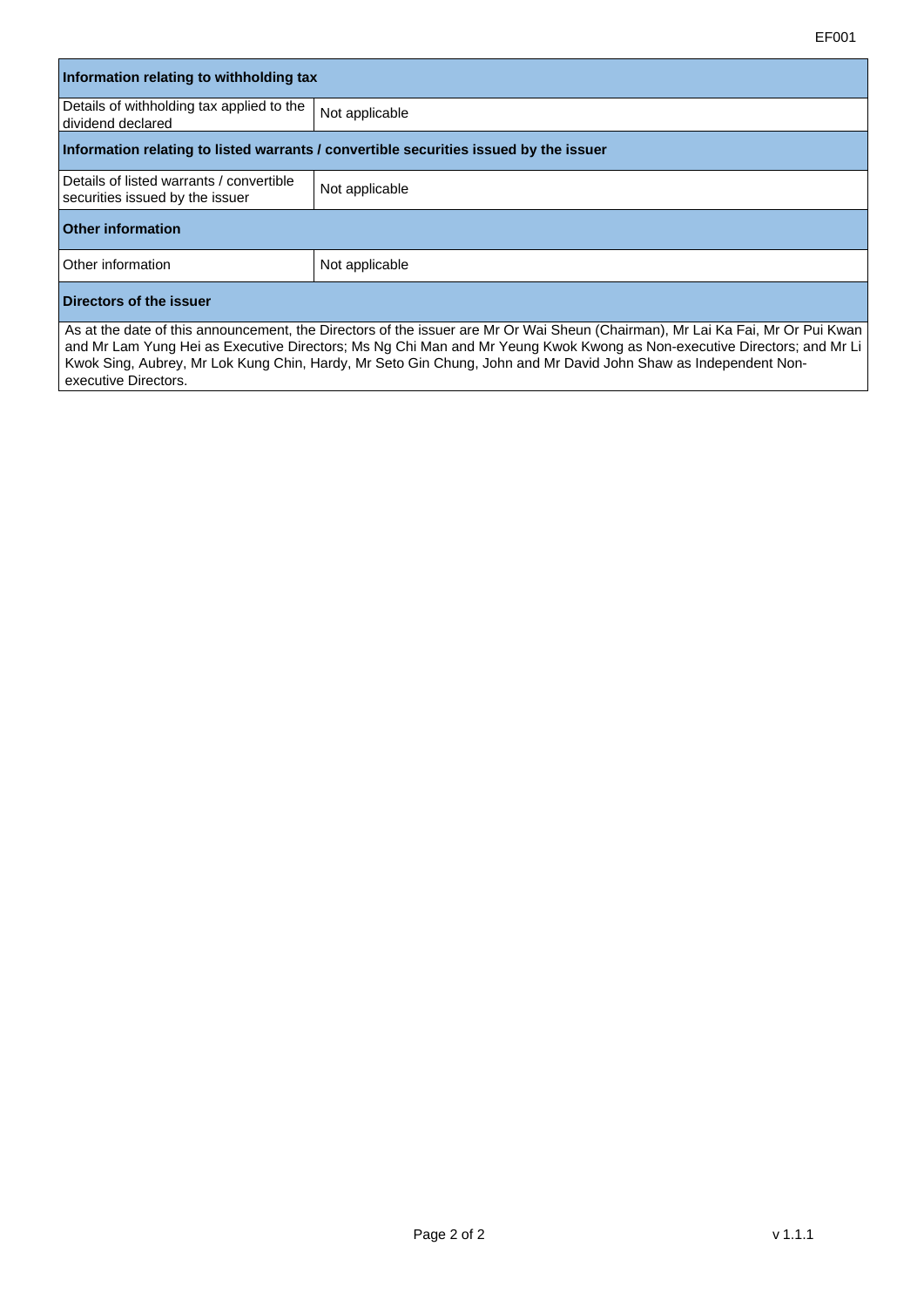| Information relating to withholding tax | |
|---|---|
| Details of withholding tax applied to the dividend declared | Not applicable |
| **Information relating to listed warrants / convertible securities issued by the issuer** | |
| Details of listed warrants / convertible securities issued by the issuer | Not applicable |
| **Other information** | |
| Other information | Not applicable |

**Directors of the issuer**

As at the date of this announcement, the Directors of the issuer are Mr Or Wai Sheun (Chairman), Mr Lai Ka Fai, Mr Or Pui Kwan and Mr Lam Yung Hei as Executive Directors; Ms Ng Chi Man and Mr Yeung Kwok Kwong as Non-executive Directors; and Mr Li Kwok Sing, Aubrey, Mr Lok Kung Chin, Hardy, Mr Seto Gin Chung, John and Mr David John Shaw as Independent Non-executive Directors.